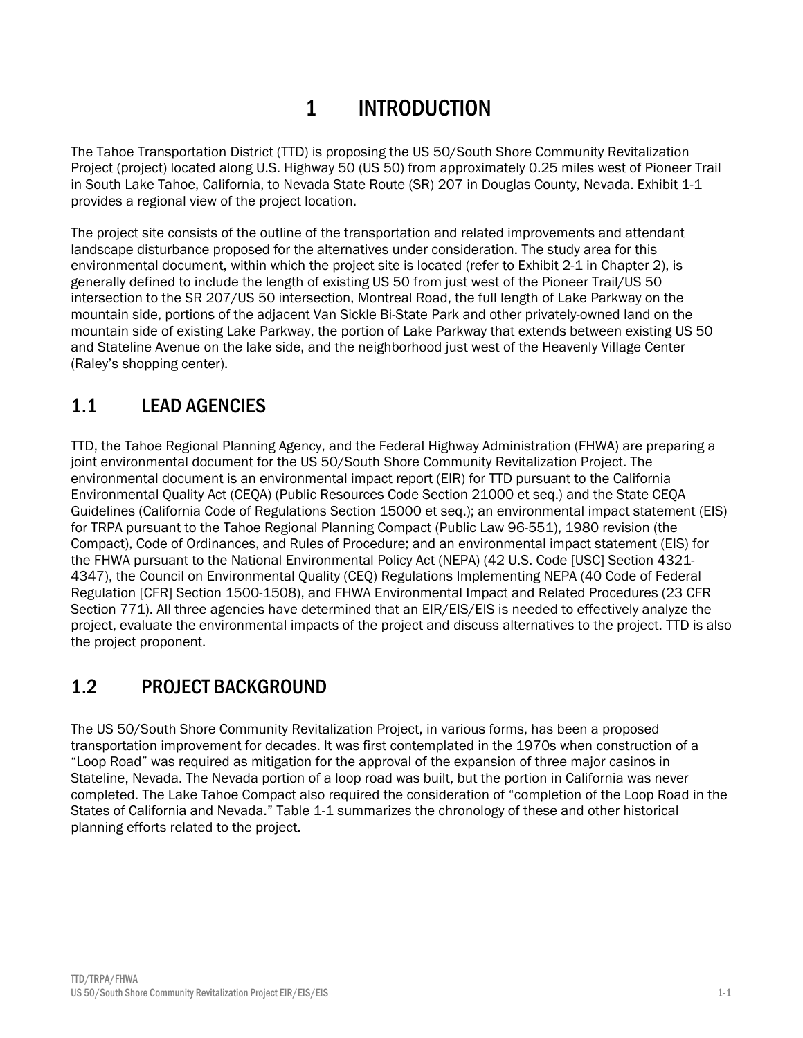# 1 INTRODUCTION

The Tahoe Transportation District (TTD) is proposing the US 50/South Shore Community Revitalization Project (project) located along U.S. Highway 50 (US 50) from approximately 0.25 miles west of Pioneer Trail in South Lake Tahoe, California, to Nevada State Route (SR) 207 in Douglas County, Nevada. Exhibit 1-1 provides a regional view of the project location.

The project site consists of the outline of the transportation and related improvements and attendant landscape disturbance proposed for the alternatives under consideration. The study area for this environmental document, within which the project site is located (refer to Exhibit 2-1 in Chapter 2), is generally defined to include the length of existing US 50 from just west of the Pioneer Trail/US 50 intersection to the SR 207/US 50 intersection, Montreal Road, the full length of Lake Parkway on the mountain side, portions of the adjacent Van Sickle Bi-State Park and other privately-owned land on the mountain side of existing Lake Parkway, the portion of Lake Parkway that extends between existing US 50 and Stateline Avenue on the lake side, and the neighborhood just west of the Heavenly Village Center (Raley's shopping center).

## 1.1 LEAD AGENCIES

TTD, the Tahoe Regional Planning Agency, and the Federal Highway Administration (FHWA) are preparing a joint environmental document for the US 50/South Shore Community Revitalization Project. The environmental document is an environmental impact report (EIR) for TTD pursuant to the California Environmental Quality Act (CEQA) (Public Resources Code Section 21000 et seq.) and the State CEQA Guidelines (California Code of Regulations Section 15000 et seq.); an environmental impact statement (EIS) for TRPA pursuant to the Tahoe Regional Planning Compact (Public Law 96-551), 1980 revision (the Compact), Code of Ordinances, and Rules of Procedure; and an environmental impact statement (EIS) for the FHWA pursuant to the National Environmental Policy Act (NEPA) (42 U.S. Code [USC] Section 4321-4347), the Council on Environmental Quality (CEQ) Regulations Implementing NEPA (40 Code of Federal Regulation [CFR] Section 1500-1508), and FHWA Environmental Impact and Related Procedures (23 CFR Section 771). All three agencies have determined that an EIR/EIS/EIS is needed to effectively analyze the project, evaluate the environmental impacts of the project and discuss alternatives to the project. TTD is also the project proponent.

## 1.2 PROJECT BACKGROUND

The US 50/South Shore Community Revitalization Project, in various forms, has been a proposed transportation improvement for decades. It was first contemplated in the 1970s when construction of a "Loop Road" was required as mitigation for the approval of the expansion of three major casinos in Stateline, Nevada. The Nevada portion of a loop road was built, but the portion in California was never completed. The Lake Tahoe Compact also required the consideration of "completion of the Loop Road in the States of California and Nevada." Table 1-1 summarizes the chronology of these and other historical planning efforts related to the project.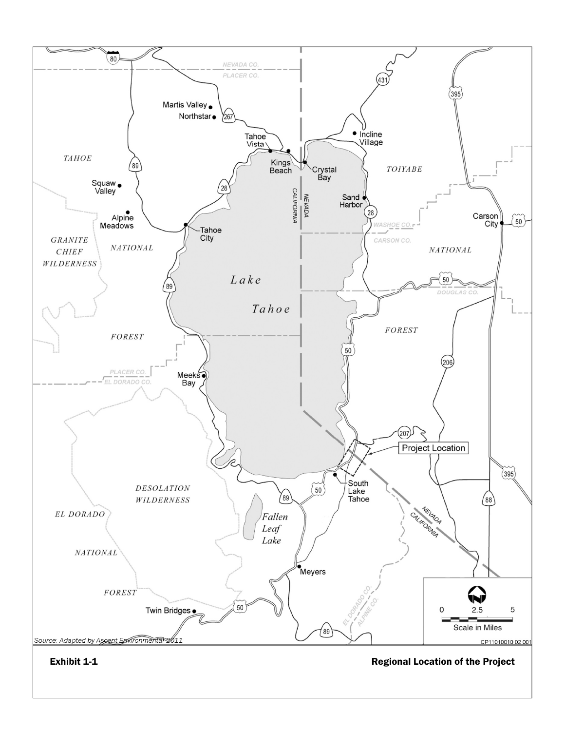Source: Adapted by Ascent Environmental 2011

CP11010010 02 001

**Exhibit 1-1** **Regional Location of the Project**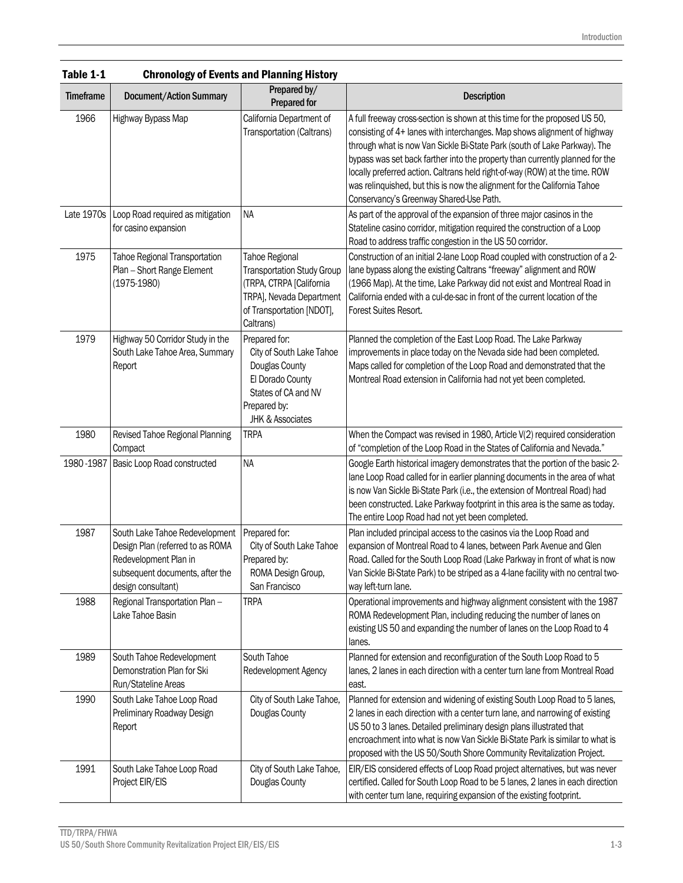**Table 1-1 Chronology of Events and Planning History**

| Timeframe | Document/Action Summary | Prepared by/ Prepared for | Description |
|---|---|---|---|
| 1966 | Highway Bypass Map | California Department of Transportation (Caltrans) | A full freeway cross-section is shown at this time for the proposed US 50, consisting of 4+ lanes with interchanges. Map shows alignment of highway through what is now Van Sickle Bi-State Park (south of Lake Parkway). The bypass was set back farther into the property than currently planned for the locally preferred action. Caltrans held right-of-way (ROW) at the time. ROW was relinquished, but this is now the alignment for the California Tahoe Conservancy's Greenway Shared-Use Path. |
| Late 1970s | Loop Road required as mitigation for casino expansion | NA | As part of the approval of the expansion of three major casinos in the Stateline casino corridor, mitigation required the construction of a Loop Road to address traffic congestion in the US 50 corridor. |
| 1975 | Tahoe Regional Transportation Plan – Short Range Element (1975-1980) | Tahoe Regional Transportation Study Group (TRPA, CTRPA [California TRPA], Nevada Department of Transportation [NDOT], Caltrans) | Construction of an initial 2-lane Loop Road coupled with construction of a 2-lane bypass along the existing Caltrans "freeway" alignment and ROW (1966 Map). At the time, Lake Parkway did not exist and Montreal Road in California ended with a cul-de-sac in front of the current location of the Forest Suites Resort. |
| 1979 | Highway 50 Corridor Study in the South Lake Tahoe Area, Summary Report | Prepared for: City of South Lake Tahoe, Douglas County, El Dorado County, States of CA and NV; Prepared by: JHK & Associates | Planned the completion of the East Loop Road. The Lake Parkway improvements in place today on the Nevada side had been completed. Maps called for completion of the Loop Road and demonstrated that the Montreal Road extension in California had not yet been completed. |
| 1980 | Revised Tahoe Regional Planning Compact | TRPA | When the Compact was revised in 1980, Article V(2) required consideration of "completion of the Loop Road in the States of California and Nevada." |
| 1980-1987 | Basic Loop Road constructed | NA | Google Earth historical imagery demonstrates that the portion of the basic 2-lane Loop Road called for in earlier planning documents in the area of what is now Van Sickle Bi-State Park (i.e., the extension of Montreal Road) had been constructed. Lake Parkway footprint in this area is the same as today. The entire Loop Road had not yet been completed. |
| 1987 | South Lake Tahoe Redevelopment Design Plan (referred to as ROMA Redevelopment Plan in subsequent documents, after the design consultant) | Prepared for: City of South Lake Tahoe; Prepared by: ROMA Design Group, San Francisco | Plan included principal access to the casinos via the Loop Road and expansion of Montreal Road to 4 lanes, between Park Avenue and Glen Road. Called for the South Loop Road (Lake Parkway in front of what is now Van Sickle Bi-State Park) to be striped as a 4-lane facility with no central two-way left-turn lane. |
| 1988 | Regional Transportation Plan – Lake Tahoe Basin | TRPA | Operational improvements and highway alignment consistent with the 1987 ROMA Redevelopment Plan, including reducing the number of lanes on existing US 50 and expanding the number of lanes on the Loop Road to 4 lanes. |
| 1989 | South Tahoe Redevelopment Demonstration Plan for Ski Run/Stateline Areas | South Tahoe Redevelopment Agency | Planned for extension and reconfiguration of the South Loop Road to 5 lanes, 2 lanes in each direction with a center turn lane from Montreal Road east. |
| 1990 | South Lake Tahoe Loop Road Preliminary Roadway Design Report | City of South Lake Tahoe, Douglas County | Planned for extension and widening of existing South Loop Road to 5 lanes, 2 lanes in each direction with a center turn lane, and narrowing of existing US 50 to 3 lanes. Detailed preliminary design plans illustrated that encroachment into what is now Van Sickle Bi-State Park is similar to what is proposed with the US 50/South Shore Community Revitalization Project. |
| 1991 | South Lake Tahoe Loop Road Project EIR/EIS | City of South Lake Tahoe, Douglas County | EIR/EIS considered effects of Loop Road project alternatives, but was never certified. Called for South Loop Road to be 5 lanes, 2 lanes in each direction with center turn lane, requiring expansion of the existing footprint. |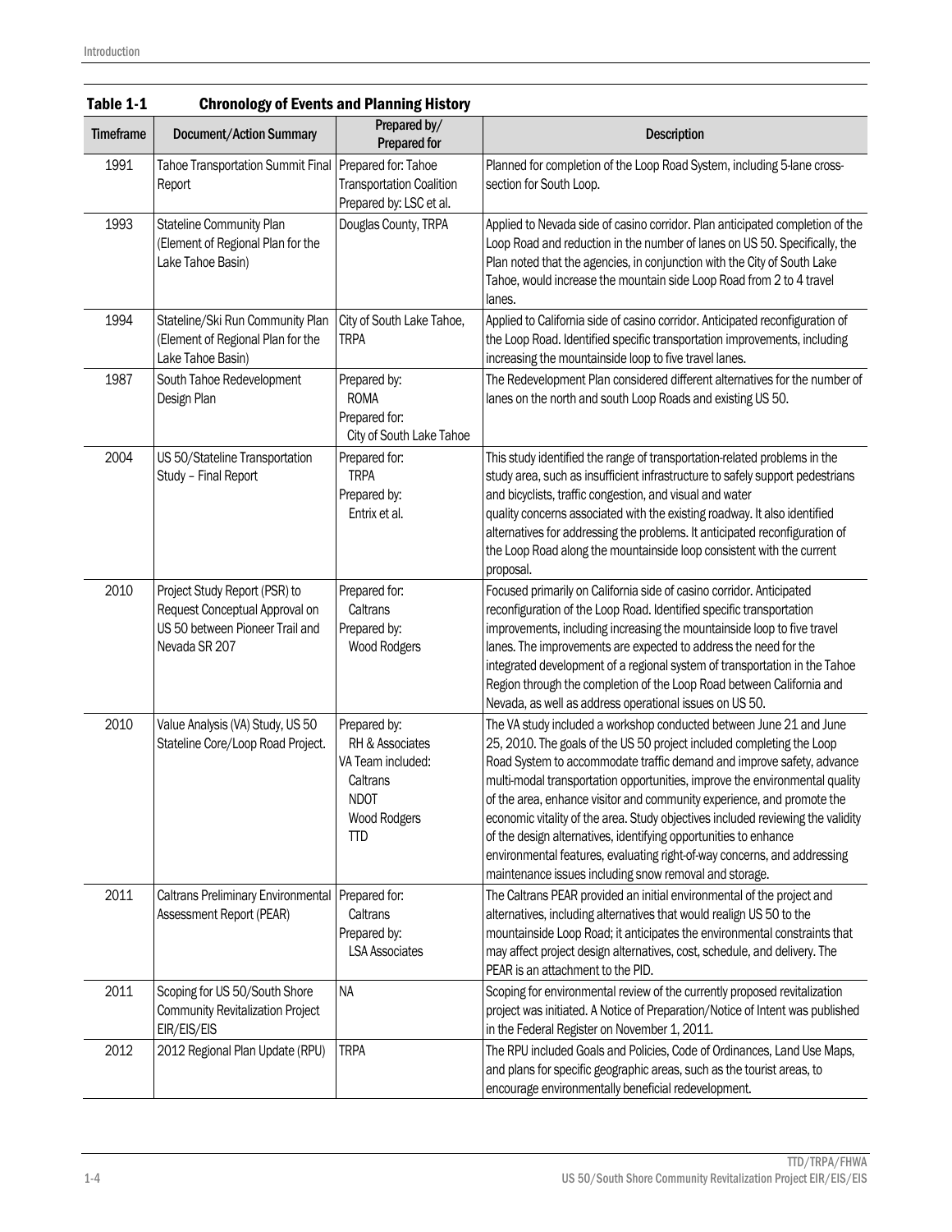**Table 1-1 Chronology of Events and Planning History**

| Timeframe | Document/Action Summary | Prepared by/ Prepared for | Description |
|---|---|---|---|
| 1991 | Tahoe Transportation Summit Final Report | Prepared for: Tahoe Transportation Coalition Prepared by: LSC et al. | Planned for completion of the Loop Road System, including 5-lane cross-section for South Loop. |
| 1993 | Stateline Community Plan (Element of Regional Plan for the Lake Tahoe Basin) | Douglas County, TRPA | Applied to Nevada side of casino corridor. Plan anticipated completion of the Loop Road and reduction in the number of lanes on US 50. Specifically, the Plan noted that the agencies, in conjunction with the City of South Lake Tahoe, would increase the mountain side Loop Road from 2 to 4 travel lanes. |
| 1994 | Stateline/Ski Run Community Plan (Element of Regional Plan for the Lake Tahoe Basin) | City of South Lake Tahoe, TRPA | Applied to California side of casino corridor. Anticipated reconfiguration of the Loop Road. Identified specific transportation improvements, including increasing the mountainside loop to five travel lanes. |
| 1987 | South Tahoe Redevelopment Design Plan | Prepared by: ROMA Prepared for: City of South Lake Tahoe | The Redevelopment Plan considered different alternatives for the number of lanes on the north and south Loop Roads and existing US 50. |
| 2004 | US 50/Stateline Transportation Study – Final Report | Prepared for: TRPA Prepared by: Entrix et al. | This study identified the range of transportation-related problems in the study area, such as insufficient infrastructure to safely support pedestrians and bicyclists, traffic congestion, and visual and water quality concerns associated with the existing roadway. It also identified alternatives for addressing the problems. It anticipated reconfiguration of the Loop Road along the mountainside loop consistent with the current proposal. |
| 2010 | Project Study Report (PSR) to Request Conceptual Approval on US 50 between Pioneer Trail and Nevada SR 207 | Prepared for: Caltrans Prepared by: Wood Rodgers | Focused primarily on California side of casino corridor. Anticipated reconfiguration of the Loop Road. Identified specific transportation improvements, including increasing the mountainside loop to five travel lanes. The improvements are expected to address the need for the integrated development of a regional system of transportation in the Tahoe Region through the completion of the Loop Road between California and Nevada, as well as address operational issues on US 50. |
| 2010 | Value Analysis (VA) Study, US 50 Stateline Core/Loop Road Project. | Prepared by: RH & Associates VA Team included: Caltrans NDOT Wood Rodgers TTD | The VA study included a workshop conducted between June 21 and June 25, 2010. The goals of the US 50 project included completing the Loop Road System to accommodate traffic demand and improve safety, advance multi-modal transportation opportunities, improve the environmental quality of the area, enhance visitor and community experience, and promote the economic vitality of the area. Study objectives included reviewing the validity of the design alternatives, identifying opportunities to enhance environmental features, evaluating right-of-way concerns, and addressing maintenance issues including snow removal and storage. |
| 2011 | Caltrans Preliminary Environmental Assessment Report (PEAR) | Prepared for: Caltrans Prepared by: LSA Associates | The Caltrans PEAR provided an initial environmental of the project and alternatives, including alternatives that would realign US 50 to the mountainside Loop Road; it anticipates the environmental constraints that may affect project design alternatives, cost, schedule, and delivery. The PEAR is an attachment to the PID. |
| 2011 | Scoping for US 50/South Shore Community Revitalization Project EIR/EIS/EIS | NA | Scoping for environmental review of the currently proposed revitalization project was initiated. A Notice of Preparation/Notice of Intent was published in the Federal Register on November 1, 2011. |
| 2012 | 2012 Regional Plan Update (RPU) | TRPA | The RPU included Goals and Policies, Code of Ordinances, Land Use Maps, and plans for specific geographic areas, such as the tourist areas, to encourage environmentally beneficial redevelopment. |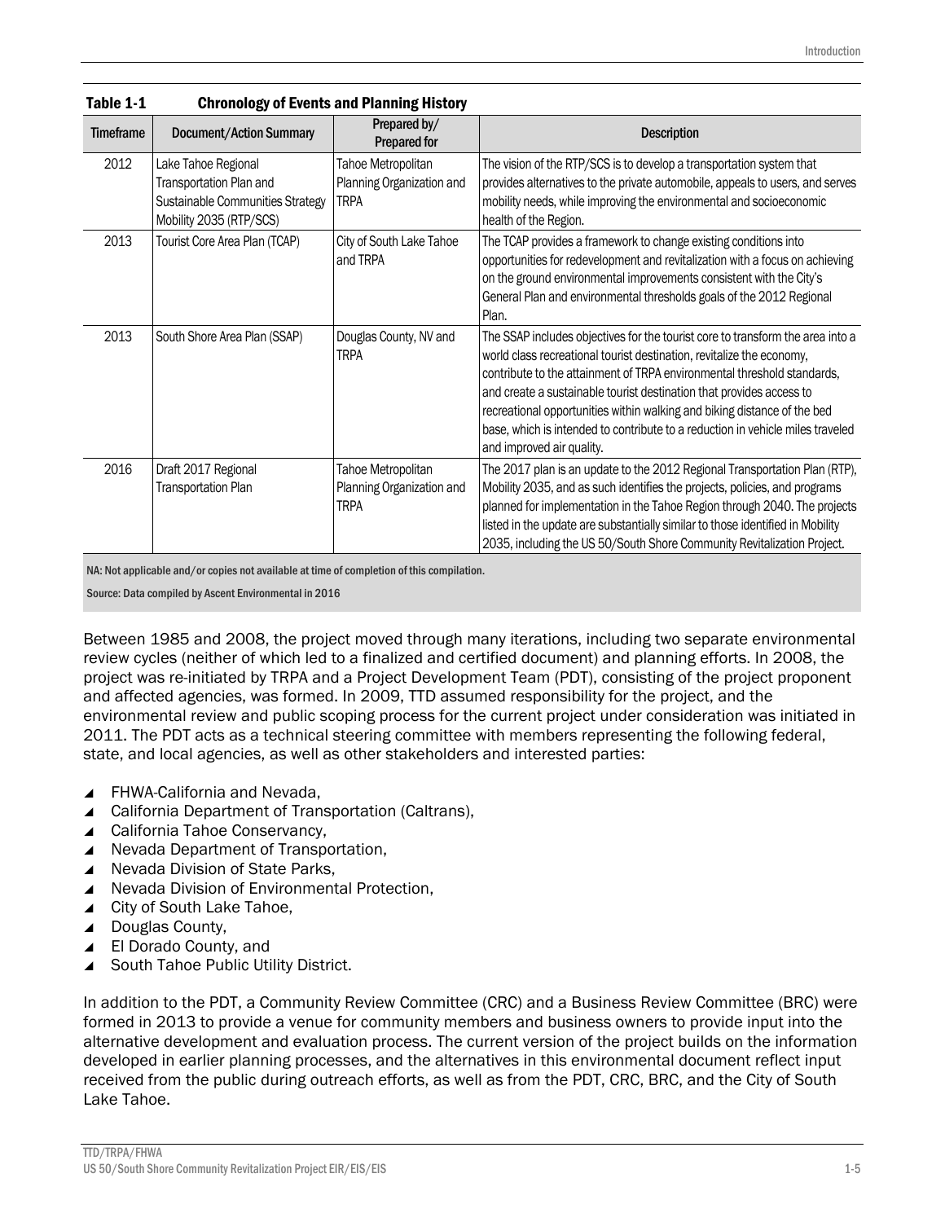**Table 1-1 Chronology of Events and Planning History**

| Timeframe | Document/Action Summary | Prepared by/ Prepared for | Description |
|---|---|---|---|
| 2012 | Lake Tahoe Regional Transportation Plan and Sustainable Communities Strategy Mobility 2035 (RTP/SCS) | Tahoe Metropolitan Planning Organization and TRPA | The vision of the RTP/SCS is to develop a transportation system that provides alternatives to the private automobile, appeals to users, and serves mobility needs, while improving the environmental and socioeconomic health of the Region. |
| 2013 | Tourist Core Area Plan (TCAP) | City of South Lake Tahoe and TRPA | The TCAP provides a framework to change existing conditions into opportunities for redevelopment and revitalization with a focus on achieving on the ground environmental improvements consistent with the City's General Plan and environmental thresholds goals of the 2012 Regional Plan. |
| 2013 | South Shore Area Plan (SSAP) | Douglas County, NV and TRPA | The SSAP includes objectives for the tourist core to transform the area into a world class recreational tourist destination, revitalize the economy, contribute to the attainment of TRPA environmental threshold standards, and create a sustainable tourist destination that provides access to recreational opportunities within walking and biking distance of the bed base, which is intended to contribute to a reduction in vehicle miles traveled and improved air quality. |
| 2016 | Draft 2017 Regional Transportation Plan | Tahoe Metropolitan Planning Organization and TRPA | The 2017 plan is an update to the 2012 Regional Transportation Plan (RTP), Mobility 2035, and as such identifies the projects, policies, and programs planned for implementation in the Tahoe Region through 2040. The projects listed in the update are substantially similar to those identified in Mobility 2035, including the US 50/South Shore Community Revitalization Project. |

NA: Not applicable and/or copies not available at time of completion of this compilation.

Source: Data compiled by Ascent Environmental in 2016

Between 1985 and 2008, the project moved through many iterations, including two separate environmental review cycles (neither of which led to a finalized and certified document) and planning efforts. In 2008, the project was re-initiated by TRPA and a Project Development Team (PDT), consisting of the project proponent and affected agencies, was formed. In 2009, TTD assumed responsibility for the project, and the environmental review and public scoping process for the current project under consideration was initiated in 2011. The PDT acts as a technical steering committee with members representing the following federal, state, and local agencies, as well as other stakeholders and interested parties:

- FHWA-California and Nevada,
- California Department of Transportation (Caltrans),
- California Tahoe Conservancy,
- Nevada Department of Transportation,
- Nevada Division of State Parks,
- Nevada Division of Environmental Protection,
- City of South Lake Tahoe,
- Douglas County,
- El Dorado County, and
- South Tahoe Public Utility District.

In addition to the PDT, a Community Review Committee (CRC) and a Business Review Committee (BRC) were formed in 2013 to provide a venue for community members and business owners to provide input into the alternative development and evaluation process. The current version of the project builds on the information developed in earlier planning processes, and the alternatives in this environmental document reflect input received from the public during outreach efforts, as well as from the PDT, CRC, BRC, and the City of South Lake Tahoe.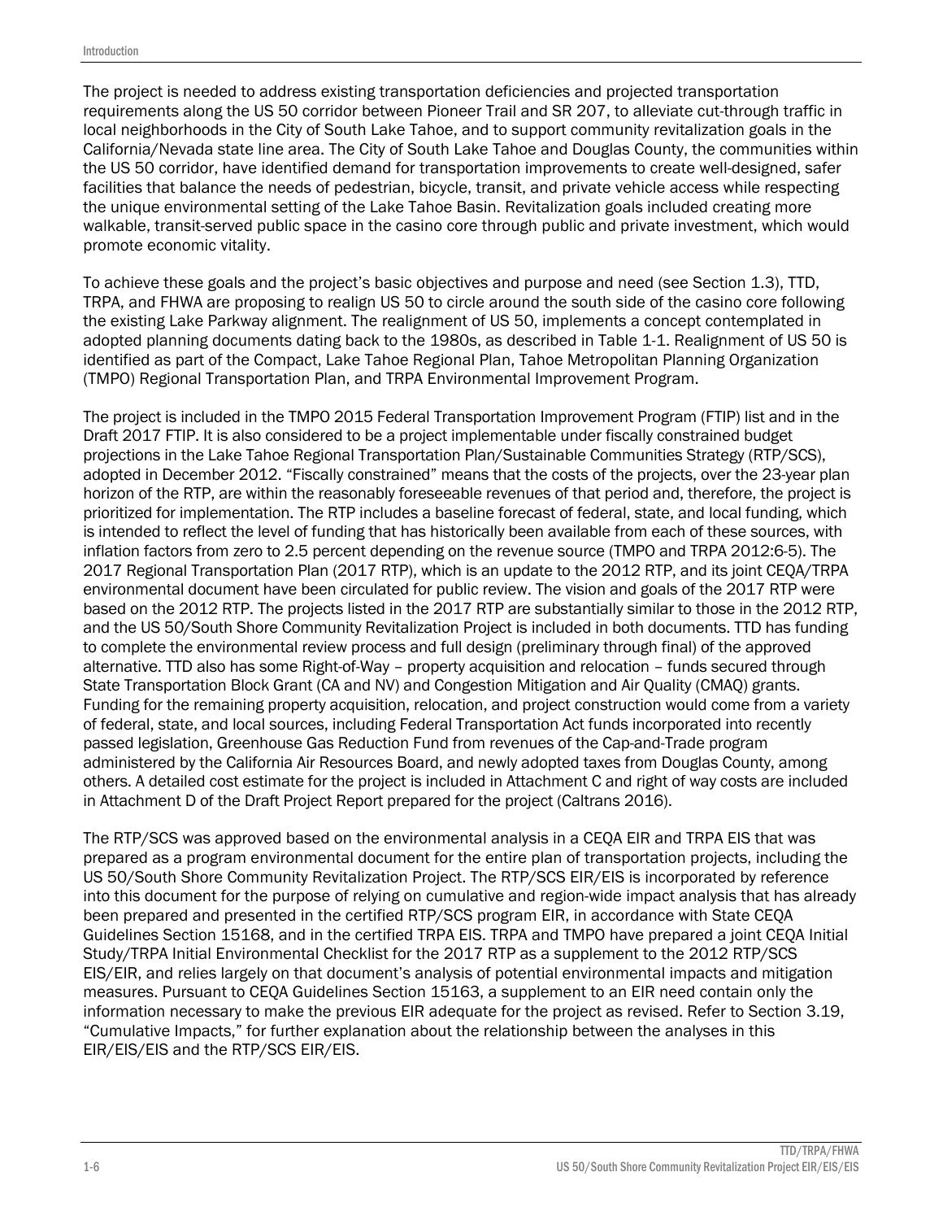The project is needed to address existing transportation deficiencies and projected transportation requirements along the US 50 corridor between Pioneer Trail and SR 207, to alleviate cut-through traffic in local neighborhoods in the City of South Lake Tahoe, and to support community revitalization goals in the California/Nevada state line area. The City of South Lake Tahoe and Douglas County, the communities within the US 50 corridor, have identified demand for transportation improvements to create well-designed, safer facilities that balance the needs of pedestrian, bicycle, transit, and private vehicle access while respecting the unique environmental setting of the Lake Tahoe Basin. Revitalization goals included creating more walkable, transit-served public space in the casino core through public and private investment, which would promote economic vitality.

To achieve these goals and the project's basic objectives and purpose and need (see Section 1.3), TTD, TRPA, and FHWA are proposing to realign US 50 to circle around the south side of the casino core following the existing Lake Parkway alignment. The realignment of US 50, implements a concept contemplated in adopted planning documents dating back to the 1980s, as described in Table 1-1. Realignment of US 50 is identified as part of the Compact, Lake Tahoe Regional Plan, Tahoe Metropolitan Planning Organization (TMPO) Regional Transportation Plan, and TRPA Environmental Improvement Program.

The project is included in the TMPO 2015 Federal Transportation Improvement Program (FTIP) list and in the Draft 2017 FTIP. It is also considered to be a project implementable under fiscally constrained budget projections in the Lake Tahoe Regional Transportation Plan/Sustainable Communities Strategy (RTP/SCS), adopted in December 2012. "Fiscally constrained" means that the costs of the projects, over the 23-year plan horizon of the RTP, are within the reasonably foreseeable revenues of that period and, therefore, the project is prioritized for implementation. The RTP includes a baseline forecast of federal, state, and local funding, which is intended to reflect the level of funding that has historically been available from each of these sources, with inflation factors from zero to 2.5 percent depending on the revenue source (TMPO and TRPA 2012:6-5). The 2017 Regional Transportation Plan (2017 RTP), which is an update to the 2012 RTP, and its joint CEQA/TRPA environmental document have been circulated for public review. The vision and goals of the 2017 RTP were based on the 2012 RTP. The projects listed in the 2017 RTP are substantially similar to those in the 2012 RTP, and the US 50/South Shore Community Revitalization Project is included in both documents. TTD has funding to complete the environmental review process and full design (preliminary through final) of the approved alternative. TTD also has some Right-of-Way – property acquisition and relocation – funds secured through State Transportation Block Grant (CA and NV) and Congestion Mitigation and Air Quality (CMAQ) grants. Funding for the remaining property acquisition, relocation, and project construction would come from a variety of federal, state, and local sources, including Federal Transportation Act funds incorporated into recently passed legislation, Greenhouse Gas Reduction Fund from revenues of the Cap-and-Trade program administered by the California Air Resources Board, and newly adopted taxes from Douglas County, among others. A detailed cost estimate for the project is included in Attachment C and right of way costs are included in Attachment D of the Draft Project Report prepared for the project (Caltrans 2016).

The RTP/SCS was approved based on the environmental analysis in a CEQA EIR and TRPA EIS that was prepared as a program environmental document for the entire plan of transportation projects, including the US 50/South Shore Community Revitalization Project. The RTP/SCS EIR/EIS is incorporated by reference into this document for the purpose of relying on cumulative and region-wide impact analysis that has already been prepared and presented in the certified RTP/SCS program EIR, in accordance with State CEQA Guidelines Section 15168, and in the certified TRPA EIS. TRPA and TMPO have prepared a joint CEQA Initial Study/TRPA Initial Environmental Checklist for the 2017 RTP as a supplement to the 2012 RTP/SCS EIS/EIR, and relies largely on that document's analysis of potential environmental impacts and mitigation measures. Pursuant to CEQA Guidelines Section 15163, a supplement to an EIR need contain only the information necessary to make the previous EIR adequate for the project as revised. Refer to Section 3.19, "Cumulative Impacts," for further explanation about the relationship between the analyses in this EIR/EIS/EIS and the RTP/SCS EIR/EIS.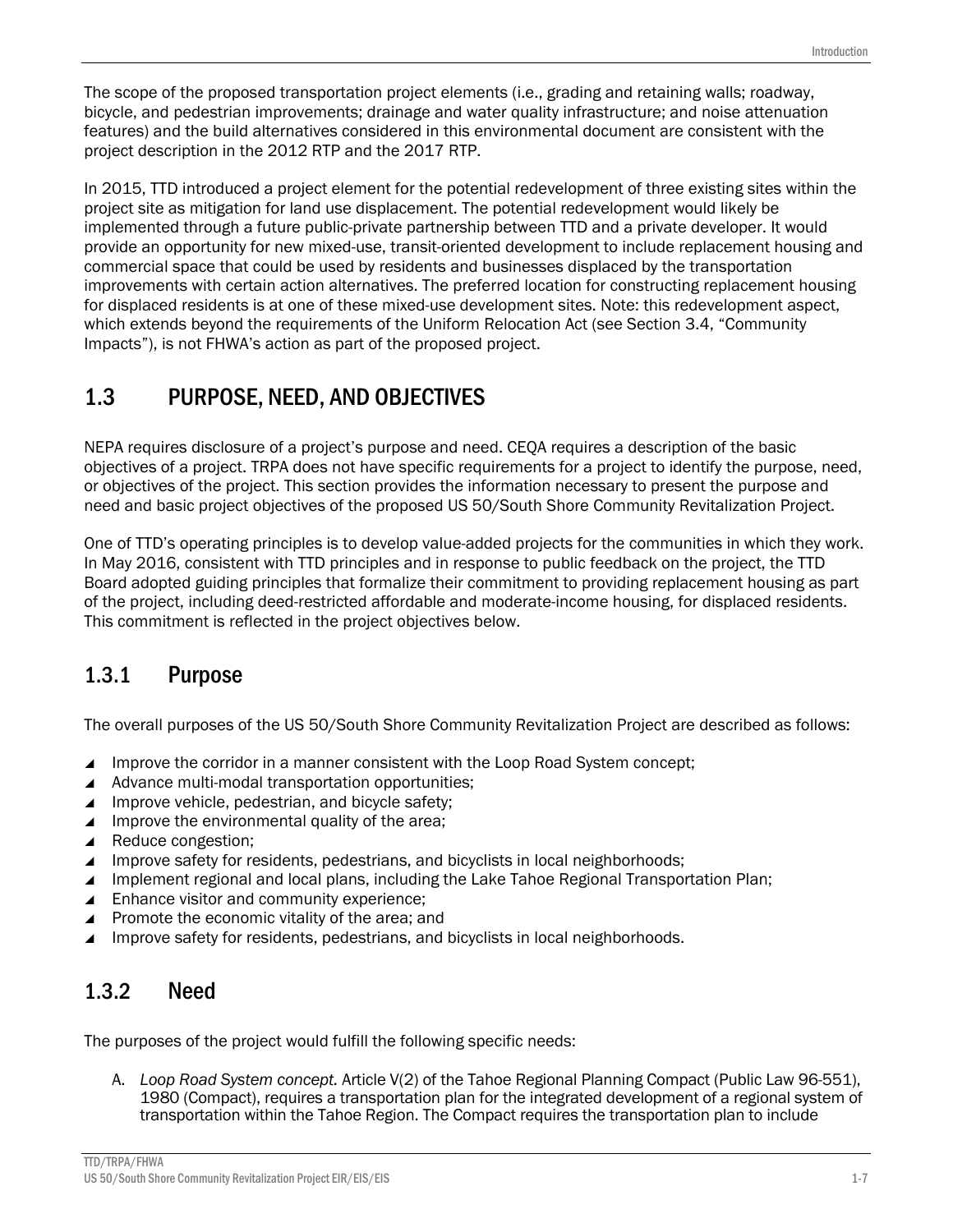The scope of the proposed transportation project elements (i.e., grading and retaining walls; roadway, bicycle, and pedestrian improvements; drainage and water quality infrastructure; and noise attenuation features) and the build alternatives considered in this environmental document are consistent with the project description in the 2012 RTP and the 2017 RTP.

In 2015, TTD introduced a project element for the potential redevelopment of three existing sites within the project site as mitigation for land use displacement. The potential redevelopment would likely be implemented through a future public-private partnership between TTD and a private developer. It would provide an opportunity for new mixed-use, transit-oriented development to include replacement housing and commercial space that could be used by residents and businesses displaced by the transportation improvements with certain action alternatives. The preferred location for constructing replacement housing for displaced residents is at one of these mixed-use development sites. Note: this redevelopment aspect, which extends beyond the requirements of the Uniform Relocation Act (see Section 3.4, "Community Impacts"), is not FHWA's action as part of the proposed project.

## 1.3 PURPOSE, NEED, AND OBJECTIVES

NEPA requires disclosure of a project's purpose and need. CEQA requires a description of the basic objectives of a project. TRPA does not have specific requirements for a project to identify the purpose, need, or objectives of the project. This section provides the information necessary to present the purpose and need and basic project objectives of the proposed US 50/South Shore Community Revitalization Project.

One of TTD's operating principles is to develop value-added projects for the communities in which they work. In May 2016, consistent with TTD principles and in response to public feedback on the project, the TTD Board adopted guiding principles that formalize their commitment to providing replacement housing as part of the project, including deed-restricted affordable and moderate-income housing, for displaced residents. This commitment is reflected in the project objectives below.

### 1.3.1 Purpose

The overall purposes of the US 50/South Shore Community Revitalization Project are described as follows:

- Improve the corridor in a manner consistent with the Loop Road System concept;
- Advance multi-modal transportation opportunities;
- Improve vehicle, pedestrian, and bicycle safety;
- Improve the environmental quality of the area;
- Reduce congestion;
- Improve safety for residents, pedestrians, and bicyclists in local neighborhoods;
- Implement regional and local plans, including the Lake Tahoe Regional Transportation Plan;
- Enhance visitor and community experience;
- Promote the economic vitality of the area; and
- Improve safety for residents, pedestrians, and bicyclists in local neighborhoods.

### 1.3.2 Need

The purposes of the project would fulfill the following specific needs:

A. *Loop Road System concept.* Article V(2) of the Tahoe Regional Planning Compact (Public Law 96-551), 1980 (Compact), requires a transportation plan for the integrated development of a regional system of transportation within the Tahoe Region. The Compact requires the transportation plan to include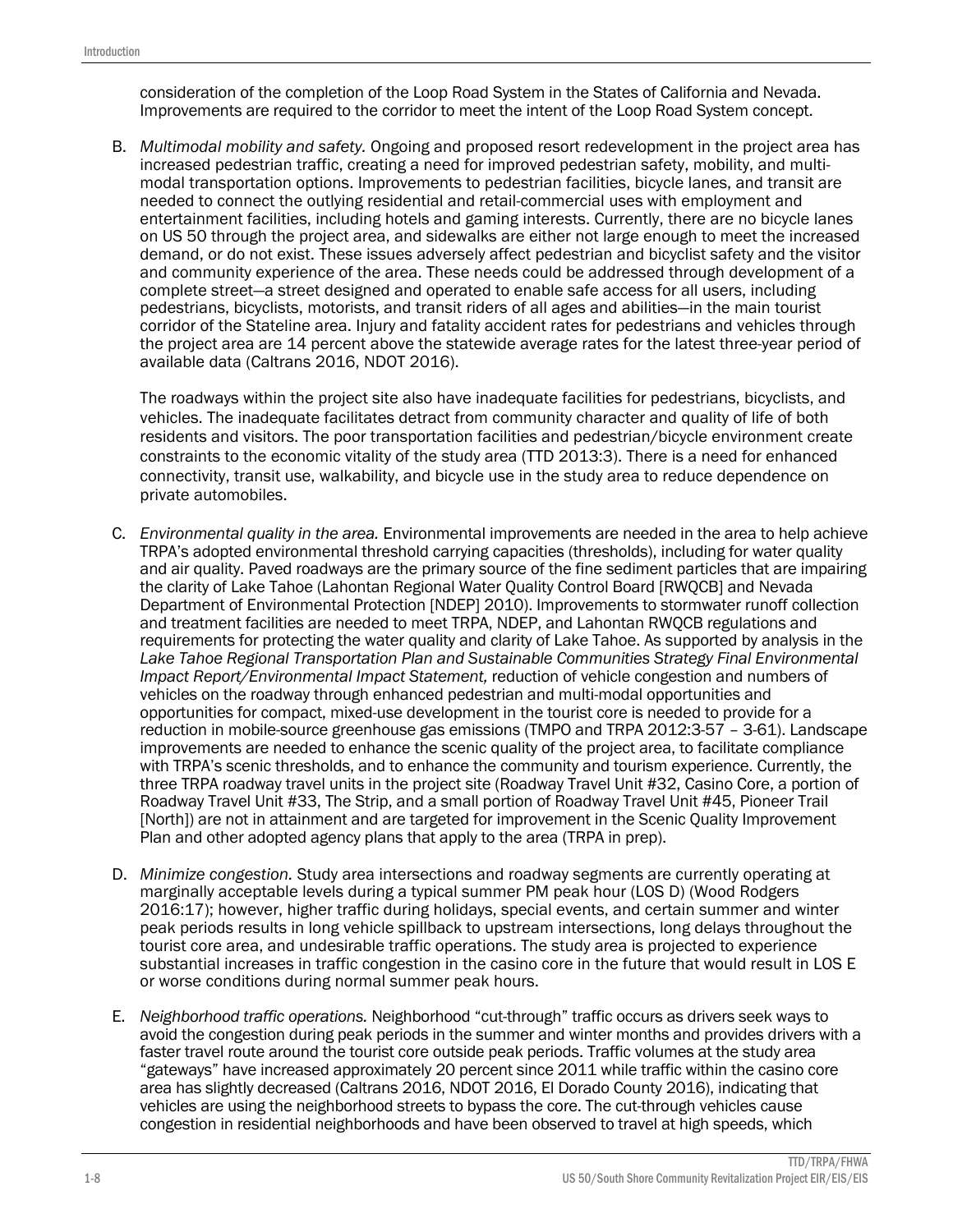consideration of the completion of the Loop Road System in the States of California and Nevada. Improvements are required to the corridor to meet the intent of the Loop Road System concept.

B. *Multimodal mobility and safety.* Ongoing and proposed resort redevelopment in the project area has increased pedestrian traffic, creating a need for improved pedestrian safety, mobility, and multi-modal transportation options. Improvements to pedestrian facilities, bicycle lanes, and transit are needed to connect the outlying residential and retail-commercial uses with employment and entertainment facilities, including hotels and gaming interests. Currently, there are no bicycle lanes on US 50 through the project area, and sidewalks are either not large enough to meet the increased demand, or do not exist. These issues adversely affect pedestrian and bicyclist safety and the visitor and community experience of the area. These needs could be addressed through development of a complete street—a street designed and operated to enable safe access for all users, including pedestrians, bicyclists, motorists, and transit riders of all ages and abilities—in the main tourist corridor of the Stateline area. Injury and fatality accident rates for pedestrians and vehicles through the project area are 14 percent above the statewide average rates for the latest three-year period of available data (Caltrans 2016, NDOT 2016).

   The roadways within the project site also have inadequate facilities for pedestrians, bicyclists, and vehicles. The inadequate facilitates detract from community character and quality of life of both residents and visitors. The poor transportation facilities and pedestrian/bicycle environment create constraints to the economic vitality of the study area (TTD 2013:3). There is a need for enhanced connectivity, transit use, walkability, and bicycle use in the study area to reduce dependence on private automobiles.

C. *Environmental quality in the area.* Environmental improvements are needed in the area to help achieve TRPA's adopted environmental threshold carrying capacities (thresholds), including for water quality and air quality. Paved roadways are the primary source of the fine sediment particles that are impairing the clarity of Lake Tahoe (Lahontan Regional Water Quality Control Board [RWQCB] and Nevada Department of Environmental Protection [NDEP] 2010). Improvements to stormwater runoff collection and treatment facilities are needed to meet TRPA, NDEP, and Lahontan RWQCB regulations and requirements for protecting the water quality and clarity of Lake Tahoe. As supported by analysis in the *Lake Tahoe Regional Transportation Plan and Sustainable Communities Strategy Final Environmental Impact Report/Environmental Impact Statement,* reduction of vehicle congestion and numbers of vehicles on the roadway through enhanced pedestrian and multi-modal opportunities and opportunities for compact, mixed-use development in the tourist core is needed to provide for a reduction in mobile-source greenhouse gas emissions (TMPO and TRPA 2012:3-57 – 3-61). Landscape improvements are needed to enhance the scenic quality of the project area, to facilitate compliance with TRPA's scenic thresholds, and to enhance the community and tourism experience. Currently, the three TRPA roadway travel units in the project site (Roadway Travel Unit #32, Casino Core, a portion of Roadway Travel Unit #33, The Strip, and a small portion of Roadway Travel Unit #45, Pioneer Trail [North]) are not in attainment and are targeted for improvement in the Scenic Quality Improvement Plan and other adopted agency plans that apply to the area (TRPA in prep).

D. *Minimize congestion.* Study area intersections and roadway segments are currently operating at marginally acceptable levels during a typical summer PM peak hour (LOS D) (Wood Rodgers 2016:17); however, higher traffic during holidays, special events, and certain summer and winter peak periods results in long vehicle spillback to upstream intersections, long delays throughout the tourist core area, and undesirable traffic operations. The study area is projected to experience substantial increases in traffic congestion in the casino core in the future that would result in LOS E or worse conditions during normal summer peak hours.

E. *Neighborhood traffic operations.* Neighborhood "cut-through" traffic occurs as drivers seek ways to avoid the congestion during peak periods in the summer and winter months and provides drivers with a faster travel route around the tourist core outside peak periods. Traffic volumes at the study area "gateways" have increased approximately 20 percent since 2011 while traffic within the casino core area has slightly decreased (Caltrans 2016, NDOT 2016, El Dorado County 2016), indicating that vehicles are using the neighborhood streets to bypass the core. The cut-through vehicles cause congestion in residential neighborhoods and have been observed to travel at high speeds, which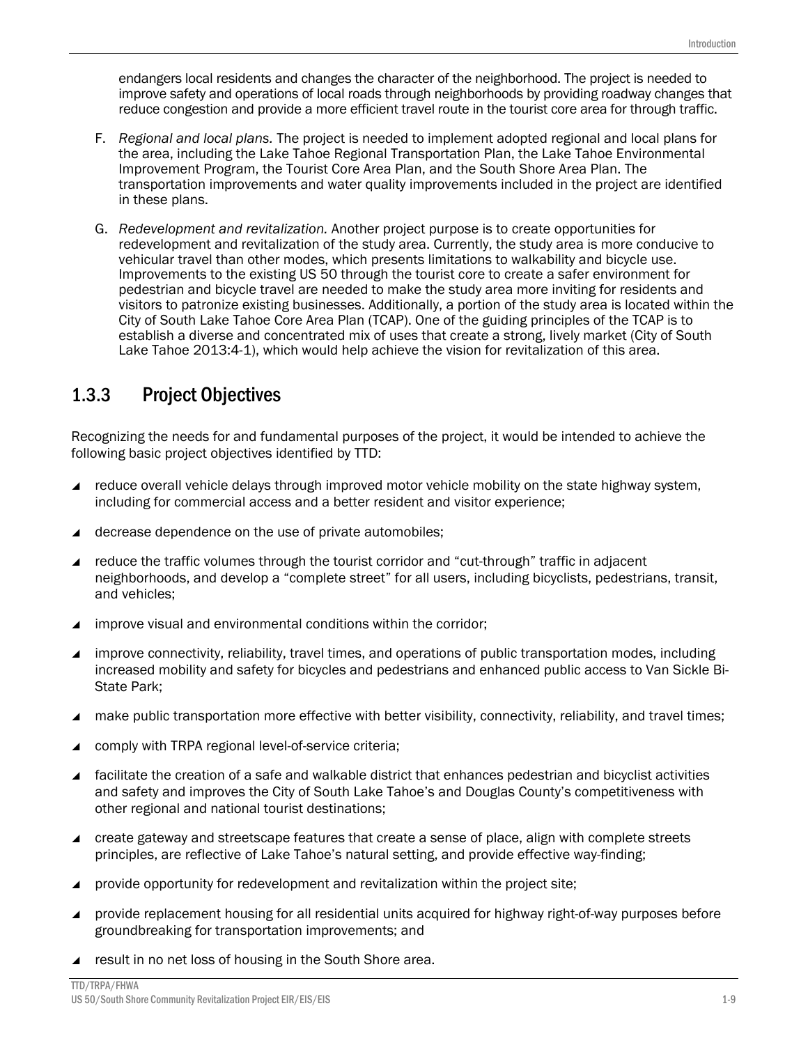endangers local residents and changes the character of the neighborhood. The project is needed to improve safety and operations of local roads through neighborhoods by providing roadway changes that reduce congestion and provide a more efficient travel route in the tourist core area for through traffic.

F. *Regional and local plans.* The project is needed to implement adopted regional and local plans for the area, including the Lake Tahoe Regional Transportation Plan, the Lake Tahoe Environmental Improvement Program, the Tourist Core Area Plan, and the South Shore Area Plan. The transportation improvements and water quality improvements included in the project are identified in these plans.

G. *Redevelopment and revitalization.* Another project purpose is to create opportunities for redevelopment and revitalization of the study area. Currently, the study area is more conducive to vehicular travel than other modes, which presents limitations to walkability and bicycle use. Improvements to the existing US 50 through the tourist core to create a safer environment for pedestrian and bicycle travel are needed to make the study area more inviting for residents and visitors to patronize existing businesses. Additionally, a portion of the study area is located within the City of South Lake Tahoe Core Area Plan (TCAP). One of the guiding principles of the TCAP is to establish a diverse and concentrated mix of uses that create a strong, lively market (City of South Lake Tahoe 2013:4-1), which would help achieve the vision for revitalization of this area.

### 1.3.3 Project Objectives

Recognizing the needs for and fundamental purposes of the project, it would be intended to achieve the following basic project objectives identified by TTD:

- reduce overall vehicle delays through improved motor vehicle mobility on the state highway system, including for commercial access and a better resident and visitor experience;
- decrease dependence on the use of private automobiles;
- reduce the traffic volumes through the tourist corridor and "cut-through" traffic in adjacent neighborhoods, and develop a "complete street" for all users, including bicyclists, pedestrians, transit, and vehicles;
- improve visual and environmental conditions within the corridor;
- improve connectivity, reliability, travel times, and operations of public transportation modes, including increased mobility and safety for bicycles and pedestrians and enhanced public access to Van Sickle Bi-State Park;
- make public transportation more effective with better visibility, connectivity, reliability, and travel times;
- comply with TRPA regional level-of-service criteria;
- facilitate the creation of a safe and walkable district that enhances pedestrian and bicyclist activities and safety and improves the City of South Lake Tahoe's and Douglas County's competitiveness with other regional and national tourist destinations;
- create gateway and streetscape features that create a sense of place, align with complete streets principles, are reflective of Lake Tahoe's natural setting, and provide effective way-finding;
- provide opportunity for redevelopment and revitalization within the project site;
- provide replacement housing for all residential units acquired for highway right-of-way purposes before groundbreaking for transportation improvements; and
- result in no net loss of housing in the South Shore area.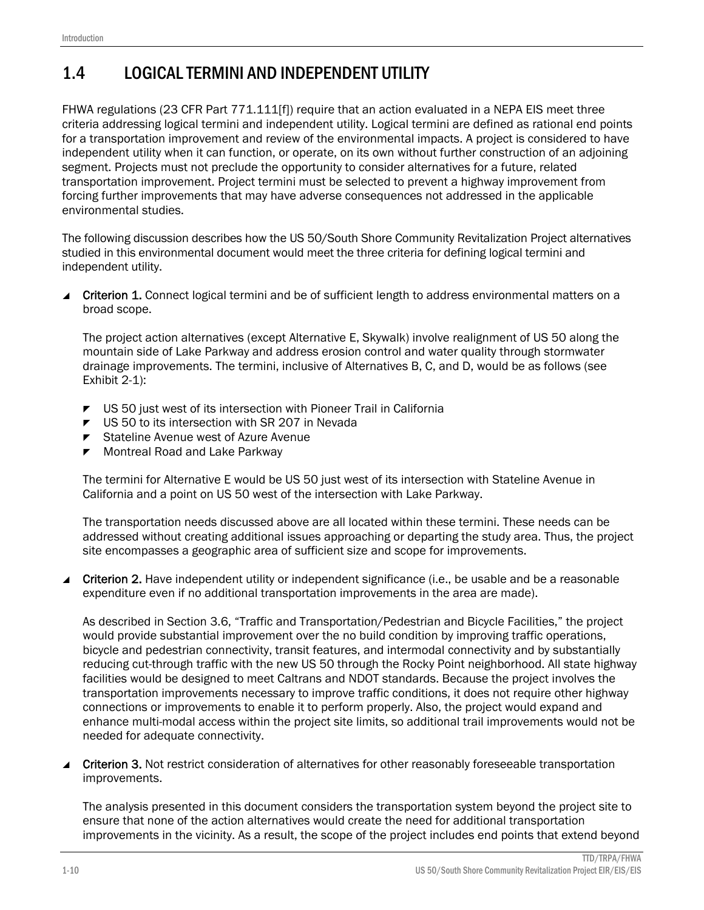## 1.4 LOGICAL TERMINI AND INDEPENDENT UTILITY

FHWA regulations (23 CFR Part 771.111[f]) require that an action evaluated in a NEPA EIS meet three criteria addressing logical termini and independent utility. Logical termini are defined as rational end points for a transportation improvement and review of the environmental impacts. A project is considered to have independent utility when it can function, or operate, on its own without further construction of an adjoining segment. Projects must not preclude the opportunity to consider alternatives for a future, related transportation improvement. Project termini must be selected to prevent a highway improvement from forcing further improvements that may have adverse consequences not addressed in the applicable environmental studies.

The following discussion describes how the US 50/South Shore Community Revitalization Project alternatives studied in this environmental document would meet the three criteria for defining logical termini and independent utility.

- **Criterion 1.** Connect logical termini and be of sufficient length to address environmental matters on a broad scope.

  The project action alternatives (except Alternative E, Skywalk) involve realignment of US 50 along the mountain side of Lake Parkway and address erosion control and water quality through stormwater drainage improvements. The termini, inclusive of Alternatives B, C, and D, would be as follows (see Exhibit 2-1):

  - US 50 just west of its intersection with Pioneer Trail in California
  - US 50 to its intersection with SR 207 in Nevada
  - Stateline Avenue west of Azure Avenue
  - Montreal Road and Lake Parkway

  The termini for Alternative E would be US 50 just west of its intersection with Stateline Avenue in California and a point on US 50 west of the intersection with Lake Parkway.

  The transportation needs discussed above are all located within these termini. These needs can be addressed without creating additional issues approaching or departing the study area. Thus, the project site encompasses a geographic area of sufficient size and scope for improvements.

- **Criterion 2.** Have independent utility or independent significance (i.e., be usable and be a reasonable expenditure even if no additional transportation improvements in the area are made).

  As described in Section 3.6, "Traffic and Transportation/Pedestrian and Bicycle Facilities," the project would provide substantial improvement over the no build condition by improving traffic operations, bicycle and pedestrian connectivity, transit features, and intermodal connectivity and by substantially reducing cut-through traffic with the new US 50 through the Rocky Point neighborhood. All state highway facilities would be designed to meet Caltrans and NDOT standards. Because the project involves the transportation improvements necessary to improve traffic conditions, it does not require other highway connections or improvements to enable it to perform properly. Also, the project would expand and enhance multi-modal access within the project site limits, so additional trail improvements would not be needed for adequate connectivity.

- **Criterion 3.** Not restrict consideration of alternatives for other reasonably foreseeable transportation improvements.

  The analysis presented in this document considers the transportation system beyond the project site to ensure that none of the action alternatives would create the need for additional transportation improvements in the vicinity. As a result, the scope of the project includes end points that extend beyond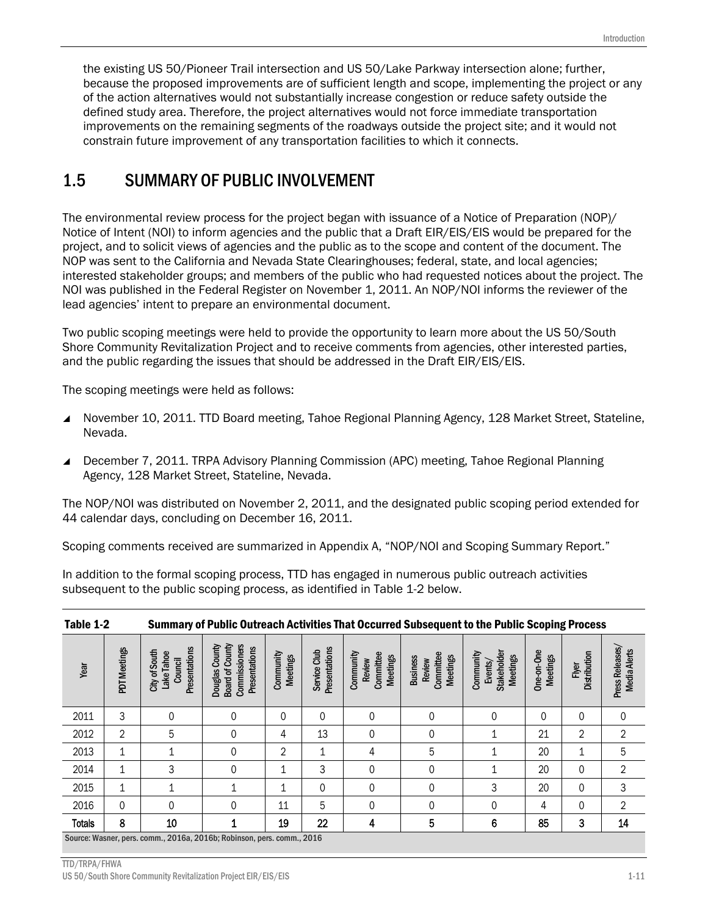the existing US 50/Pioneer Trail intersection and US 50/Lake Parkway intersection alone; further, because the proposed improvements are of sufficient length and scope, implementing the project or any of the action alternatives would not substantially increase congestion or reduce safety outside the defined study area. Therefore, the project alternatives would not force immediate transportation improvements on the remaining segments of the roadways outside the project site; and it would not constrain future improvement of any transportation facilities to which it connects.

## 1.5 SUMMARY OF PUBLIC INVOLVEMENT

The environmental review process for the project began with issuance of a Notice of Preparation (NOP)/ Notice of Intent (NOI) to inform agencies and the public that a Draft EIR/EIS/EIS would be prepared for the project, and to solicit views of agencies and the public as to the scope and content of the document. The NOP was sent to the California and Nevada State Clearinghouses; federal, state, and local agencies; interested stakeholder groups; and members of the public who had requested notices about the project. The NOI was published in the Federal Register on November 1, 2011. An NOP/NOI informs the reviewer of the lead agencies' intent to prepare an environmental document.

Two public scoping meetings were held to provide the opportunity to learn more about the US 50/South Shore Community Revitalization Project and to receive comments from agencies, other interested parties, and the public regarding the issues that should be addressed in the Draft EIR/EIS/EIS.

The scoping meetings were held as follows:

- November 10, 2011. TTD Board meeting, Tahoe Regional Planning Agency, 128 Market Street, Stateline, Nevada.
- December 7, 2011. TRPA Advisory Planning Commission (APC) meeting, Tahoe Regional Planning Agency, 128 Market Street, Stateline, Nevada.

The NOP/NOI was distributed on November 2, 2011, and the designated public scoping period extended for 44 calendar days, concluding on December 16, 2011.

Scoping comments received are summarized in Appendix A, "NOP/NOI and Scoping Summary Report."

In addition to the formal scoping process, TTD has engaged in numerous public outreach activities subsequent to the public scoping process, as identified in Table 1-2 below.

**Table 1-2 Summary of Public Outreach Activities That Occurred Subsequent to the Public Scoping Process**

| Year | PDT Meetings | City of South Lake Tahoe Council Presentations | Douglas County Board of County Commissioners Presentations | Community Meetings | Service Club Presentations | Community Review Committee Meetings | Business Review Committee Meetings | Community Events/ Stakeholder Meetings | One-on-One Meetings | Flyer Distribution | Press Releases/ Media Alerts |
|---|---|---|---|---|---|---|---|---|---|---|---|
| 2011 | 3 | 0 | 0 | 0 | 0 | 0 | 0 | 0 | 0 | 0 | 0 |
| 2012 | 2 | 5 | 0 | 4 | 13 | 0 | 0 | 1 | 21 | 2 | 2 |
| 2013 | 1 | 1 | 0 | 2 | 1 | 4 | 5 | 1 | 20 | 1 | 5 |
| 2014 | 1 | 3 | 0 | 1 | 3 | 0 | 0 | 1 | 20 | 0 | 2 |
| 2015 | 1 | 1 | 1 | 1 | 0 | 0 | 0 | 3 | 20 | 0 | 3 |
| 2016 | 0 | 0 | 0 | 11 | 5 | 0 | 0 | 0 | 4 | 0 | 2 |
| **Totals** | **8** | **10** | **1** | **19** | **22** | **4** | **5** | **6** | **85** | **3** | **14** |

Source: Wasner, pers. comm., 2016a, 2016b; Robinson, pers. comm., 2016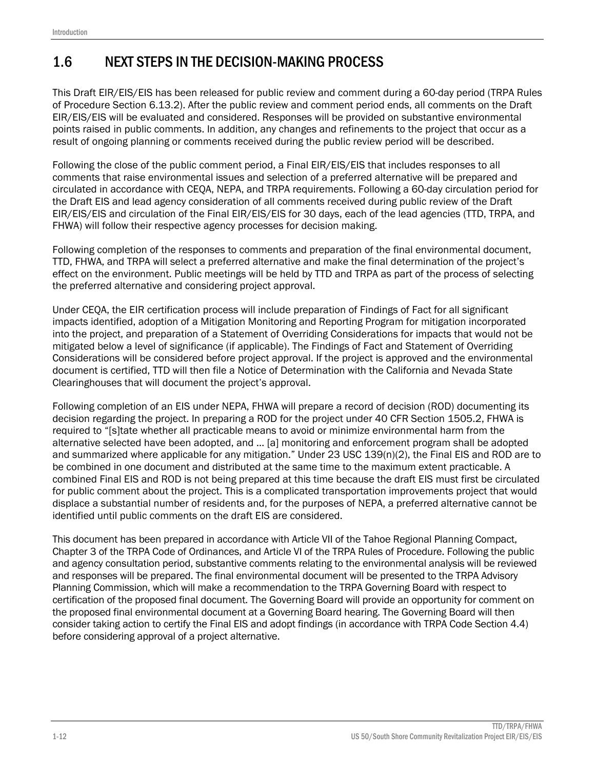## 1.6 NEXT STEPS IN THE DECISION-MAKING PROCESS

This Draft EIR/EIS/EIS has been released for public review and comment during a 60-day period (TRPA Rules of Procedure Section 6.13.2). After the public review and comment period ends, all comments on the Draft EIR/EIS/EIS will be evaluated and considered. Responses will be provided on substantive environmental points raised in public comments. In addition, any changes and refinements to the project that occur as a result of ongoing planning or comments received during the public review period will be described.

Following the close of the public comment period, a Final EIR/EIS/EIS that includes responses to all comments that raise environmental issues and selection of a preferred alternative will be prepared and circulated in accordance with CEQA, NEPA, and TRPA requirements. Following a 60-day circulation period for the Draft EIS and lead agency consideration of all comments received during public review of the Draft EIR/EIS/EIS and circulation of the Final EIR/EIS/EIS for 30 days, each of the lead agencies (TTD, TRPA, and FHWA) will follow their respective agency processes for decision making.

Following completion of the responses to comments and preparation of the final environmental document, TTD, FHWA, and TRPA will select a preferred alternative and make the final determination of the project's effect on the environment. Public meetings will be held by TTD and TRPA as part of the process of selecting the preferred alternative and considering project approval.

Under CEQA, the EIR certification process will include preparation of Findings of Fact for all significant impacts identified, adoption of a Mitigation Monitoring and Reporting Program for mitigation incorporated into the project, and preparation of a Statement of Overriding Considerations for impacts that would not be mitigated below a level of significance (if applicable). The Findings of Fact and Statement of Overriding Considerations will be considered before project approval. If the project is approved and the environmental document is certified, TTD will then file a Notice of Determination with the California and Nevada State Clearinghouses that will document the project's approval.

Following completion of an EIS under NEPA, FHWA will prepare a record of decision (ROD) documenting its decision regarding the project. In preparing a ROD for the project under 40 CFR Section 1505.2, FHWA is required to "[s]tate whether all practicable means to avoid or minimize environmental harm from the alternative selected have been adopted, and … [a] monitoring and enforcement program shall be adopted and summarized where applicable for any mitigation." Under 23 USC 139(n)(2), the Final EIS and ROD are to be combined in one document and distributed at the same time to the maximum extent practicable. A combined Final EIS and ROD is not being prepared at this time because the draft EIS must first be circulated for public comment about the project. This is a complicated transportation improvements project that would displace a substantial number of residents and, for the purposes of NEPA, a preferred alternative cannot be identified until public comments on the draft EIS are considered.

This document has been prepared in accordance with Article VII of the Tahoe Regional Planning Compact, Chapter 3 of the TRPA Code of Ordinances, and Article VI of the TRPA Rules of Procedure. Following the public and agency consultation period, substantive comments relating to the environmental analysis will be reviewed and responses will be prepared. The final environmental document will be presented to the TRPA Advisory Planning Commission, which will make a recommendation to the TRPA Governing Board with respect to certification of the proposed final document. The Governing Board will provide an opportunity for comment on the proposed final environmental document at a Governing Board hearing. The Governing Board will then consider taking action to certify the Final EIS and adopt findings (in accordance with TRPA Code Section 4.4) before considering approval of a project alternative.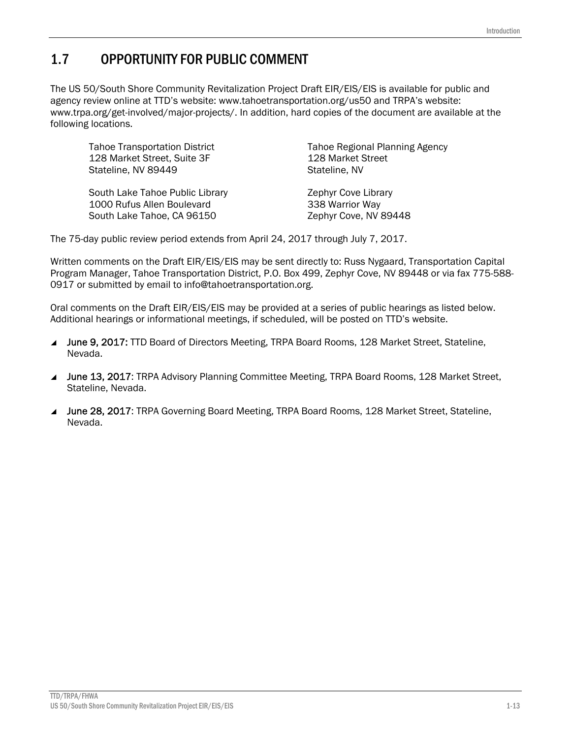## 1.7 OPPORTUNITY FOR PUBLIC COMMENT

The US 50/South Shore Community Revitalization Project Draft EIR/EIS/EIS is available for public and agency review online at TTD's website: www.tahoetransportation.org/us50 and TRPA's website: www.trpa.org/get-involved/major-projects/. In addition, hard copies of the document are available at the following locations.

Tahoe Transportation District
128 Market Street, Suite 3F
Stateline, NV 89449

Tahoe Regional Planning Agency
128 Market Street
Stateline, NV

South Lake Tahoe Public Library
1000 Rufus Allen Boulevard
South Lake Tahoe, CA 96150

Zephyr Cove Library
338 Warrior Way
Zephyr Cove, NV 89448

The 75-day public review period extends from April 24, 2017 through July 7, 2017.

Written comments on the Draft EIR/EIS/EIS may be sent directly to: Russ Nygaard, Transportation Capital Program Manager, Tahoe Transportation District, P.O. Box 499, Zephyr Cove, NV 89448 or via fax 775-588-0917 or submitted by email to info@tahoetransportation.org.

Oral comments on the Draft EIR/EIS/EIS may be provided at a series of public hearings as listed below. Additional hearings or informational meetings, if scheduled, will be posted on TTD's website.

- **June 9, 2017:** TTD Board of Directors Meeting, TRPA Board Rooms, 128 Market Street, Stateline, Nevada.
- **June 13, 2017**: TRPA Advisory Planning Committee Meeting, TRPA Board Rooms, 128 Market Street, Stateline, Nevada.
- **June 28, 2017**: TRPA Governing Board Meeting, TRPA Board Rooms, 128 Market Street, Stateline, Nevada.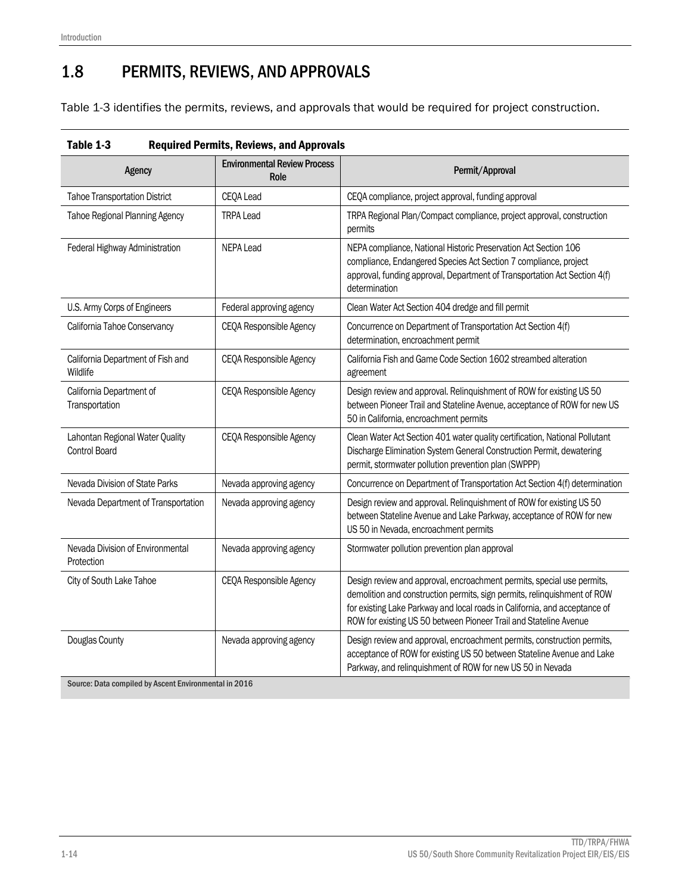## 1.8 PERMITS, REVIEWS, AND APPROVALS

Table 1-3 identifies the permits, reviews, and approvals that would be required for project construction.

**Table 1-3 Required Permits, Reviews, and Approvals**

| Agency | Environmental Review Process Role | Permit/Approval |
|---|---|---|
| Tahoe Transportation District | CEQA Lead | CEQA compliance, project approval, funding approval |
| Tahoe Regional Planning Agency | TRPA Lead | TRPA Regional Plan/Compact compliance, project approval, construction permits |
| Federal Highway Administration | NEPA Lead | NEPA compliance, National Historic Preservation Act Section 106 compliance, Endangered Species Act Section 7 compliance, project approval, funding approval, Department of Transportation Act Section 4(f) determination |
| U.S. Army Corps of Engineers | Federal approving agency | Clean Water Act Section 404 dredge and fill permit |
| California Tahoe Conservancy | CEQA Responsible Agency | Concurrence on Department of Transportation Act Section 4(f) determination, encroachment permit |
| California Department of Fish and Wildlife | CEQA Responsible Agency | California Fish and Game Code Section 1602 streambed alteration agreement |
| California Department of Transportation | CEQA Responsible Agency | Design review and approval. Relinquishment of ROW for existing US 50 between Pioneer Trail and Stateline Avenue, acceptance of ROW for new US 50 in California, encroachment permits |
| Lahontan Regional Water Quality Control Board | CEQA Responsible Agency | Clean Water Act Section 401 water quality certification, National Pollutant Discharge Elimination System General Construction Permit, dewatering permit, stormwater pollution prevention plan (SWPPP) |
| Nevada Division of State Parks | Nevada approving agency | Concurrence on Department of Transportation Act Section 4(f) determination |
| Nevada Department of Transportation | Nevada approving agency | Design review and approval. Relinquishment of ROW for existing US 50 between Stateline Avenue and Lake Parkway, acceptance of ROW for new US 50 in Nevada, encroachment permits |
| Nevada Division of Environmental Protection | Nevada approving agency | Stormwater pollution prevention plan approval |
| City of South Lake Tahoe | CEQA Responsible Agency | Design review and approval, encroachment permits, special use permits, demolition and construction permits, sign permits, relinquishment of ROW for existing Lake Parkway and local roads in California, and acceptance of ROW for existing US 50 between Pioneer Trail and Stateline Avenue |
| Douglas County | Nevada approving agency | Design review and approval, encroachment permits, construction permits, acceptance of ROW for existing US 50 between Stateline Avenue and Lake Parkway, and relinquishment of ROW for new US 50 in Nevada |

Source: Data compiled by Ascent Environmental in 2016